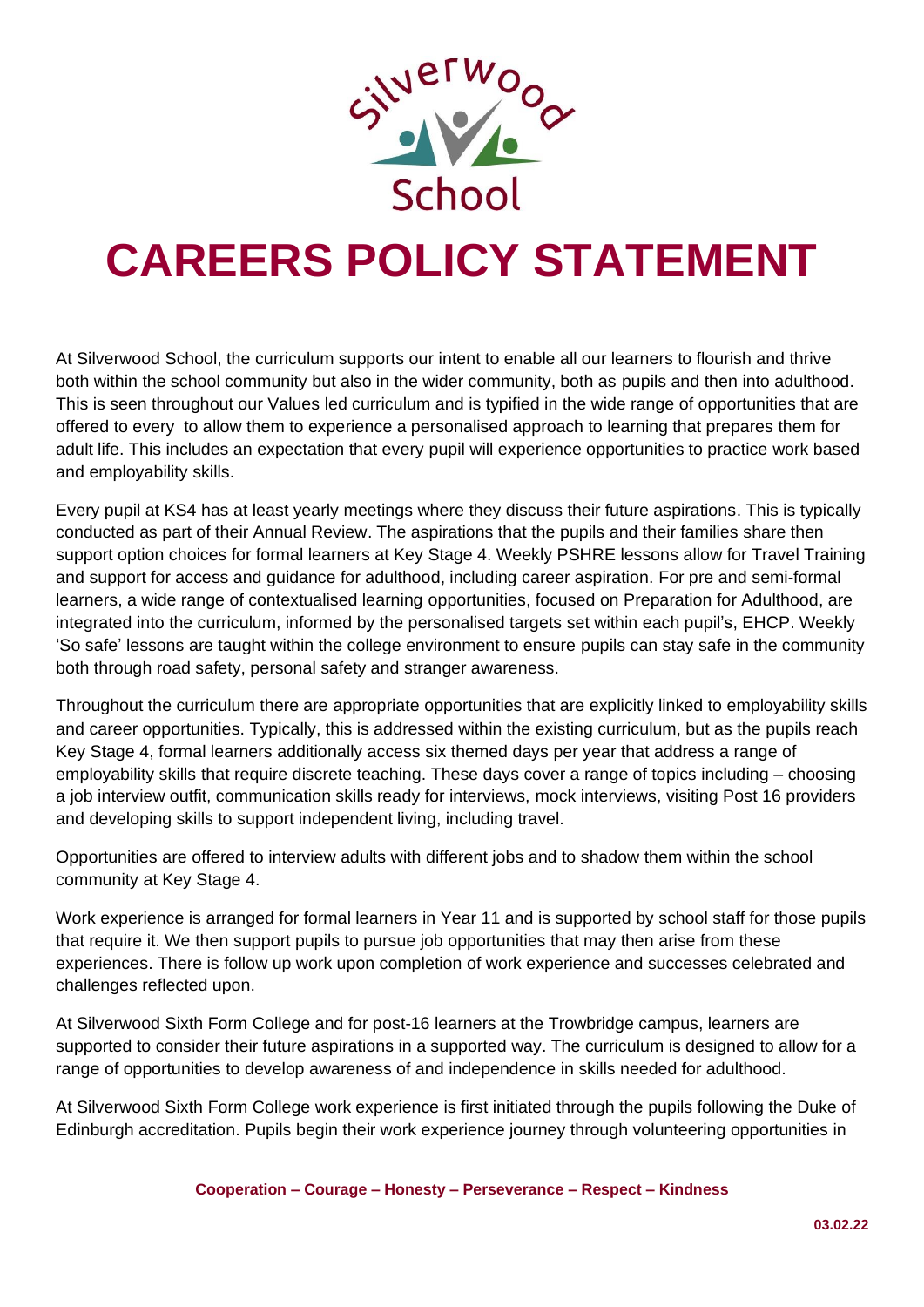Silverwood School

# CAREERS POLICY STATEMENT

At Silverwood School, the curriculum supports our intent to enable all our learners to flourish and thrive both within the school community but also in the wider community, both as pupils and then into adulthood. This is seen throughout our Values led curriculum and is typified in the wide range of opportunities that are offered to every to allow them to experience a personalised approach to learning that prepares them for adult life. This includes an expectation that every pupil will experience opportunities to practice work based and employability skills.

Every pupil at KS4 has at least yearly meetings where they discuss their future aspirations. This is typically conducted as part of their Annual Review. The aspirations that the pupils and their families share then support option choices for formal learners at Key Stage 4. Weekly PSHRE lessons allow for Travel Training and support for access and guidance for adulthood, including career aspiration. For pre and semi-formal learners, a wide range of contextualised learning opportunities, focused on Preparation for Adulthood, are integrated into the curriculum, informed by the personalised targets set within each pupil's, EHCP. Weekly 'So safe' lessons are taught within the college environment to ensure pupils can stay safe in the community both through road safety, personal safety and stranger awareness.

Throughout the curriculum there are appropriate opportunities that are explicitly linked to employability skills and career opportunities. Typically, this is addressed within the existing curriculum, but as the pupils reach Key Stage 4, formal learners additionally access six themed days per year that address a range of employability skills that require discrete teaching. These days cover a range of topics including – choosing a job interview outfit, communication skills ready for interviews, mock interviews, visiting Post 16 providers and developing skills to support independent living, including travel.

Opportunities are offered to interview adults with different jobs and to shadow them within the school community at Key Stage 4.

Work experience is arranged for formal learners in Year 11 and is supported by school staff for those pupils that require it. We then support pupils to pursue job opportunities that may then arise from these experiences. There is follow up work upon completion of work experience and successes celebrated and challenges reflected upon.

At Silverwood Sixth Form College and for post-16 learners at the Trowbridge campus, learners are supported to consider their future aspirations in a supported way. The curriculum is designed to allow for a range of opportunities to develop awareness of and independence in skills needed for adulthood.

At Silverwood Sixth Form College work experience is first initiated through the pupils following the Duke of Edinburgh accreditation. Pupils begin their work experience journey through volunteering opportunities in

**Cooperation – Courage – Honesty – Perseverance – Respect – Kindness**

**03.02.22**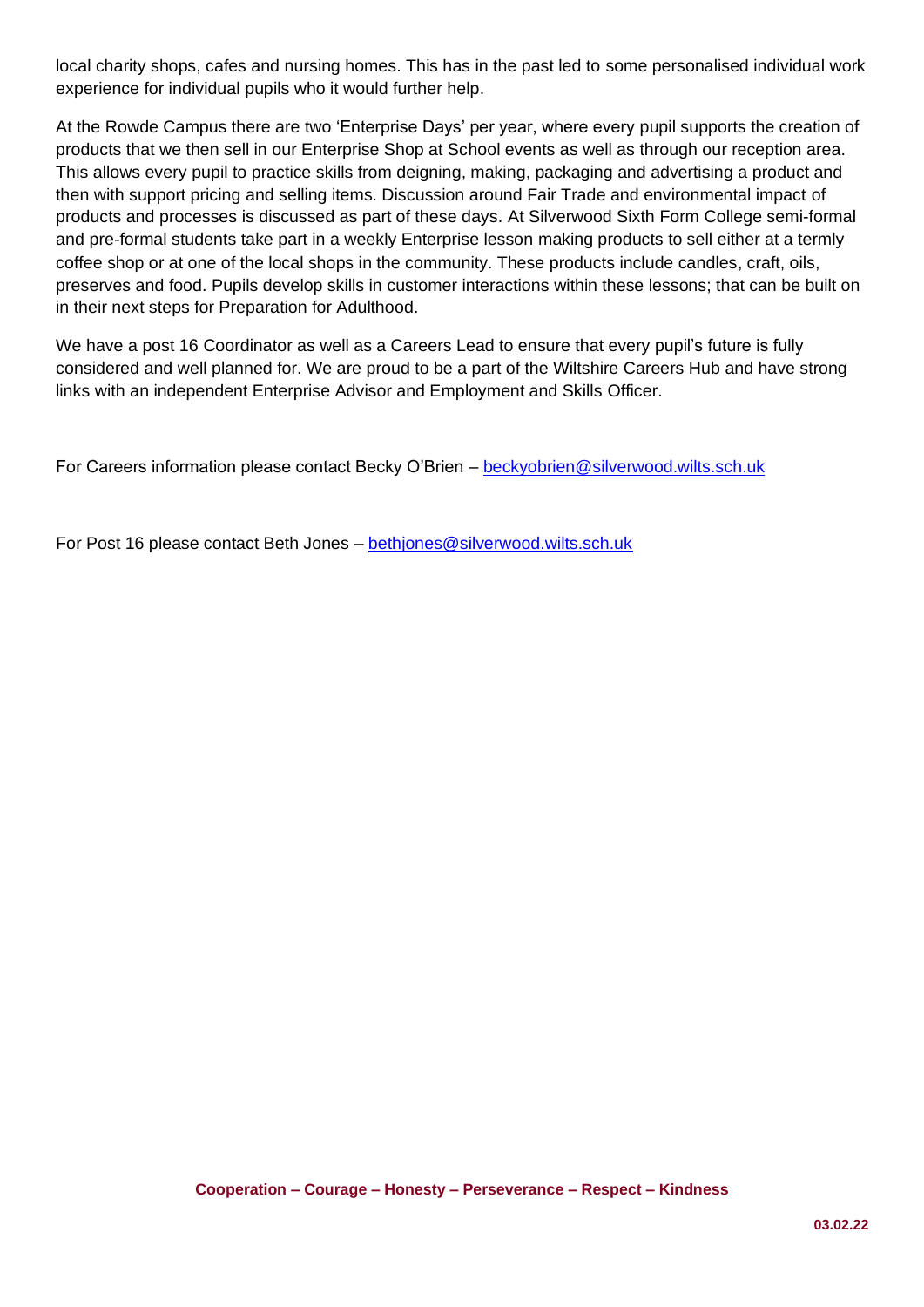local charity shops, cafes and nursing homes. This has in the past led to some personalised individual work experience for individual pupils who it would further help.

At the Rowde Campus there are two 'Enterprise Days' per year, where every pupil supports the creation of products that we then sell in our Enterprise Shop at School events as well as through our reception area. This allows every pupil to practice skills from deigning, making, packaging and advertising a product and then with support pricing and selling items. Discussion around Fair Trade and environmental impact of products and processes is discussed as part of these days. At Silverwood Sixth Form College semi-formal and pre-formal students take part in a weekly Enterprise lesson making products to sell either at a termly coffee shop or at one of the local shops in the community. These products include candles, craft, oils, preserves and food. Pupils develop skills in customer interactions within these lessons; that can be built on in their next steps for Preparation for Adulthood.

We have a post 16 Coordinator as well as a Careers Lead to ensure that every pupil's future is fully considered and well planned for. We are proud to be a part of the Wiltshire Careers Hub and have strong links with an independent Enterprise Advisor and Employment and Skills Officer.

For Careers information please contact Becky O'Brien – beckyobrien@silverwood.wilts.sch.uk

For Post 16 please contact Beth Jones – bethjones@silverwood.wilts.sch.uk

**Cooperation – Courage – Honesty – Perseverance – Respect – Kindness**

**03.02.22**